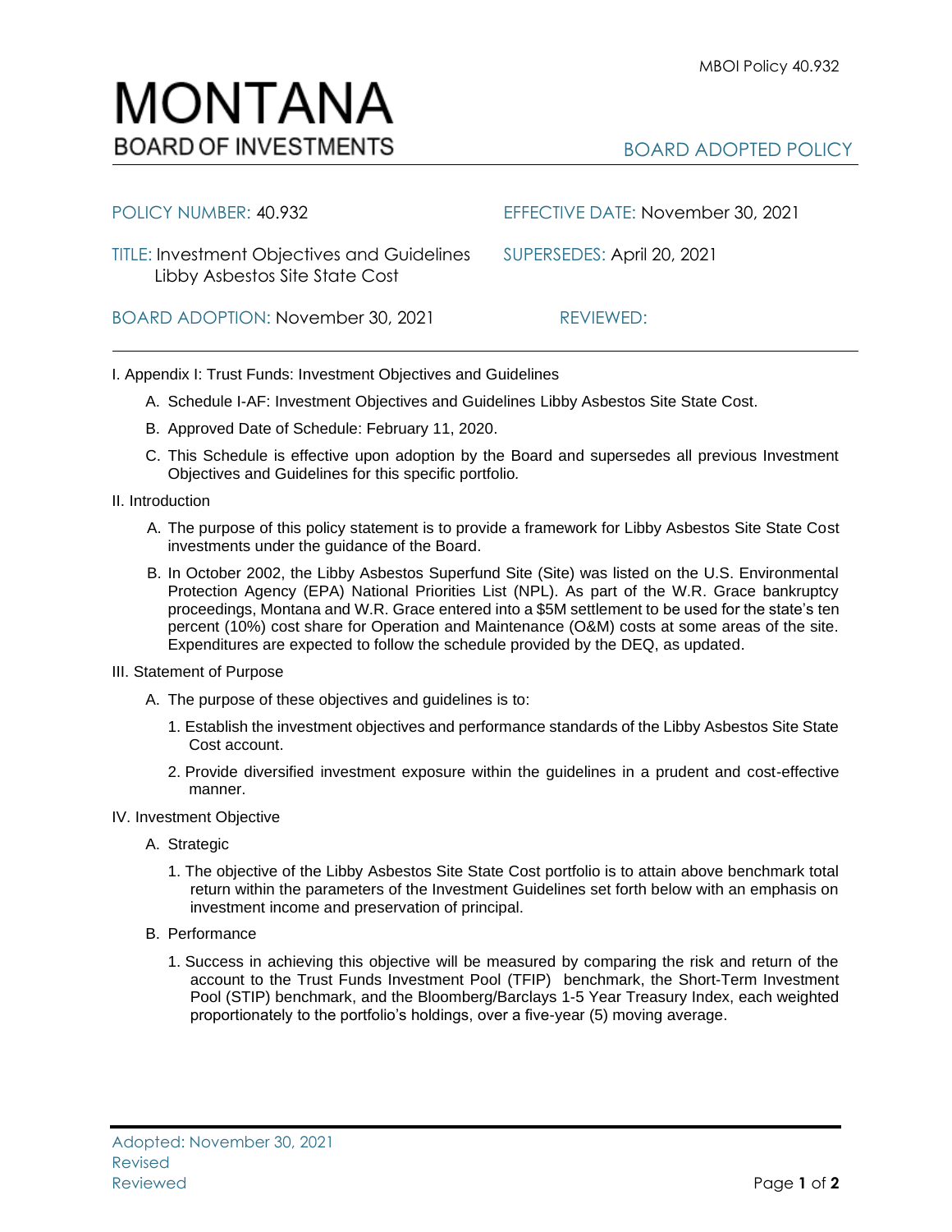# MONTANA
## BOARD OF INVESTMENTS

BOARD ADOPTED POLICY

MBOI Policy 40.932

POLICY NUMBER: 40.932

EFFECTIVE DATE: November 30, 2021

TITLE: Investment Objectives and Guidelines Libby Asbestos Site State Cost

SUPERSEDES: April 20, 2021

BOARD ADOPTION: November 30, 2021

REVIEWED:

---

I. Appendix I: Trust Funds: Investment Objectives and Guidelines

A. Schedule I-AF: Investment Objectives and Guidelines Libby Asbestos Site State Cost.

B. Approved Date of Schedule: February 11, 2020.

C. This Schedule is effective upon adoption by the Board and supersedes all previous Investment Objectives and Guidelines for this specific portfolio.

II. Introduction

A. The purpose of this policy statement is to provide a framework for Libby Asbestos Site State Cost investments under the guidance of the Board.

B. In October 2002, the Libby Asbestos Superfund Site (Site) was listed on the U.S. Environmental Protection Agency (EPA) National Priorities List (NPL). As part of the W.R. Grace bankruptcy proceedings, Montana and W.R. Grace entered into a $5M settlement to be used for the state's ten percent (10%) cost share for Operation and Maintenance (O&M) costs at some areas of the site. Expenditures are expected to follow the schedule provided by the DEQ, as updated.

III. Statement of Purpose

A. The purpose of these objectives and guidelines is to:

1. Establish the investment objectives and performance standards of the Libby Asbestos Site State Cost account.

2. Provide diversified investment exposure within the guidelines in a prudent and cost-effective manner.

IV. Investment Objective

A. Strategic

1. The objective of the Libby Asbestos Site State Cost portfolio is to attain above benchmark total return within the parameters of the Investment Guidelines set forth below with an emphasis on investment income and preservation of principal.

B. Performance

1. Success in achieving this objective will be measured by comparing the risk and return of the account to the Trust Funds Investment Pool (TFIP) benchmark, the Short-Term Investment Pool (STIP) benchmark, and the Bloomberg/Barclays 1-5 Year Treasury Index, each weighted proportionately to the portfolio's holdings, over a five-year (5) moving average.

Adopted: November 30, 2021
Revised
Reviewed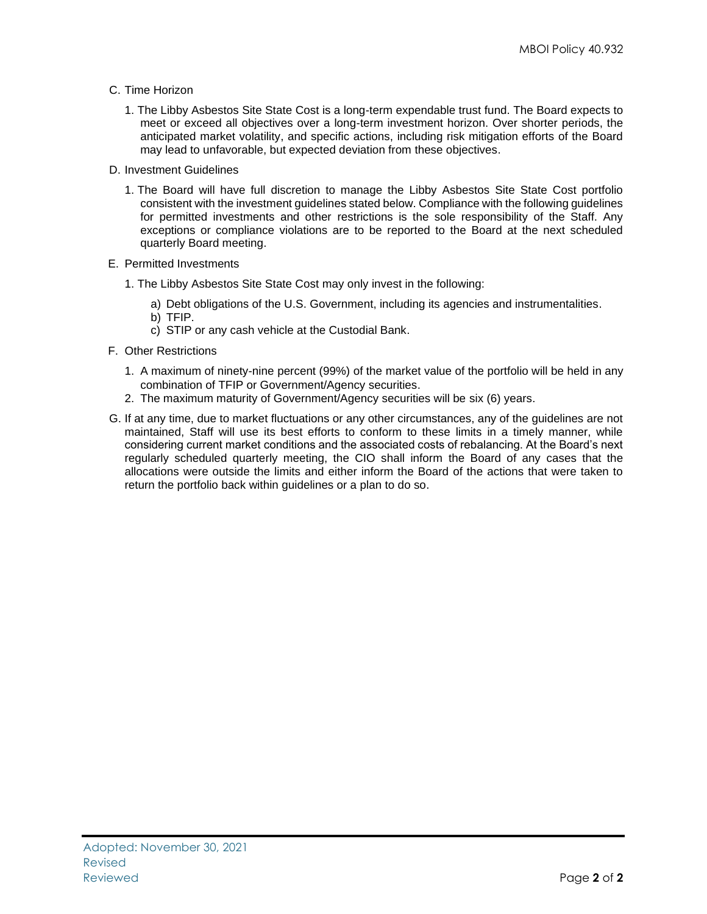C. Time Horizon

1. The Libby Asbestos Site State Cost is a long-term expendable trust fund. The Board expects to meet or exceed all objectives over a long-term investment horizon. Over shorter periods, the anticipated market volatility, and specific actions, including risk mitigation efforts of the Board may lead to unfavorable, but expected deviation from these objectives.

D. Investment Guidelines

1. The Board will have full discretion to manage the Libby Asbestos Site State Cost portfolio consistent with the investment guidelines stated below. Compliance with the following guidelines for permitted investments and other restrictions is the sole responsibility of the Staff. Any exceptions or compliance violations are to be reported to the Board at the next scheduled quarterly Board meeting.

E. Permitted Investments

1. The Libby Asbestos Site State Cost may only invest in the following:

   a) Debt obligations of the U.S. Government, including its agencies and instrumentalities.
   b) TFIP.
   c) STIP or any cash vehicle at the Custodial Bank.

F. Other Restrictions

1. A maximum of ninety-nine percent (99%) of the market value of the portfolio will be held in any combination of TFIP or Government/Agency securities.
2. The maximum maturity of Government/Agency securities will be six (6) years.

G. If at any time, due to market fluctuations or any other circumstances, any of the guidelines are not maintained, Staff will use its best efforts to conform to these limits in a timely manner, while considering current market conditions and the associated costs of rebalancing. At the Board's next regularly scheduled quarterly meeting, the CIO shall inform the Board of any cases that the allocations were outside the limits and either inform the Board of the actions that were taken to return the portfolio back within guidelines or a plan to do so.

Adopted: November 30, 2021
Revised
Reviewed